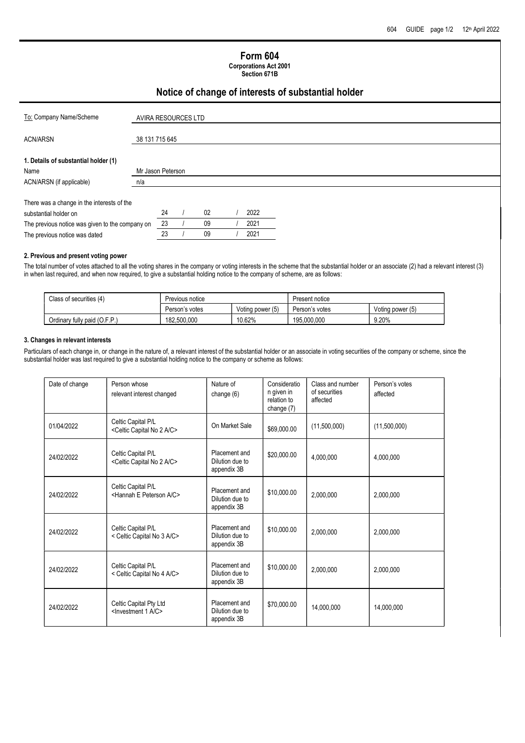# Form 604

**Corporations Act 2001**
**Section 671B**

## Notice of change of interests of substantial holder

| | |
|---|---|
| To: Company Name/Scheme | AVIRA RESOURCES LTD |
| ACN/ARSN | 38 131 715 645 |

### 1. Details of substantial holder (1)

| | |
|---|---|
| Name | Mr Jason Peterson |
| ACN/ARSN (if applicable) | n/a |

| | |
|---|---|
| There was a change in the interests of the substantial holder on | 24 / 02 / 2022 |
| The previous notice was given to the company on | 23 / 09 / 2021 |
| The previous notice was dated | 23 / 09 / 2021 |

### 2. Previous and present voting power

The total number of votes attached to all the voting shares in the company or voting interests in the scheme that the substantial holder or an associate (2) had a relevant interest (3) in when last required, and when now required, to give a substantial holding notice to the company of scheme, are as follows:

| Class of securities (4) | Previous notice | | Present notice | |
|---|---|---|---|---|
| | Person's votes | Voting power (5) | Person's votes | Voting power (5) |
| Ordinary fully paid (O.F.P.) | 182,500,000 | 10.62% | 195,000,000 | 9.20% |

### 3. Changes in relevant interests

Particulars of each change in, or change in the nature of, a relevant interest of the substantial holder or an associate in voting securities of the company or scheme, since the substantial holder was last required to give a substantial holding notice to the company or scheme as follows:

| Date of change | Person whose relevant interest changed | Nature of change (6) | Consideration given in relation to change (7) | Class and number of securities affected | Person's votes affected |
|---|---|---|---|---|---|
| 01/04/2022 | Celtic Capital P/L <Celtic Capital No 2 A/C> | On Market Sale | $69,000.00 | (11,500,000) | (11,500,000) |
| 24/02/2022 | Celtic Capital P/L <Celtic Capital No 2 A/C> | Placement and Dilution due to appendix 3B | $20,000.00 | 4,000,000 | 4,000,000 |
| 24/02/2022 | Celtic Capital P/L <Hannah E Peterson A/C> | Placement and Dilution due to appendix 3B | $10,000.00 | 2,000,000 | 2,000,000 |
| 24/02/2022 | Celtic Capital P/L < Celtic Capital No 3 A/C> | Placement and Dilution due to appendix 3B | $10,000.00 | 2,000,000 | 2,000,000 |
| 24/02/2022 | Celtic Capital P/L < Celtic Capital No 4 A/C> | Placement and Dilution due to appendix 3B | $10,000.00 | 2,000,000 | 2,000,000 |
| 24/02/2022 | Celtic Capital Pty Ltd <Investment 1 A/C> | Placement and Dilution due to appendix 3B | $70,000.00 | 14,000,000 | 14,000,000 |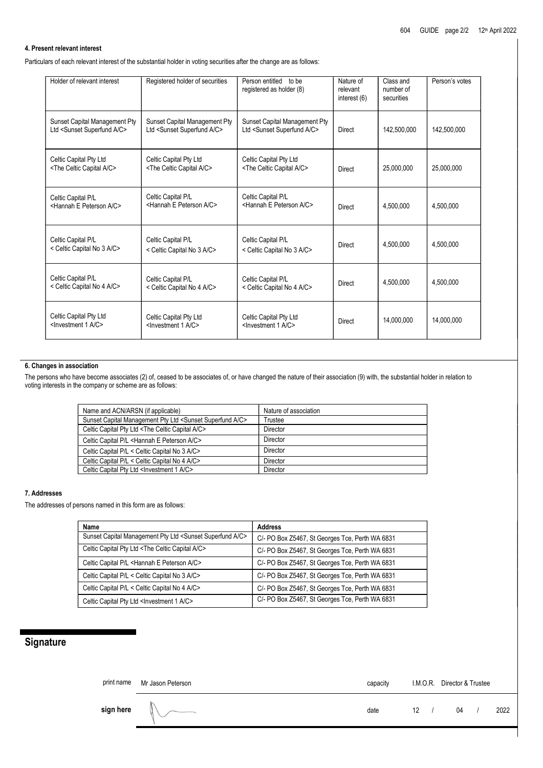#### 4. Present relevant interest

Particulars of each relevant interest of the substantial holder in voting securities after the change are as follows:

| Holder of relevant interest | Registered holder of securities | Person entitled to be registered as holder (8) | Nature of relevant interest (6) | Class and number of securities | Person's votes |
|---|---|---|---|---|---|
| Sunset Capital Management Pty Ltd <Sunset Superfund A/C> | Sunset Capital Management Pty Ltd <Sunset Superfund A/C> | Sunset Capital Management Pty Ltd <Sunset Superfund A/C> | Direct | 142,500,000 | 142,500,000 |
| Celtic Capital Pty Ltd <The Celtic Capital A/C> | Celtic Capital Pty Ltd <The Celtic Capital A/C> | Celtic Capital Pty Ltd <The Celtic Capital A/C> | Direct | 25,000,000 | 25,000,000 |
| Celtic Capital P/L <Hannah E Peterson A/C> | Celtic Capital P/L <Hannah E Peterson A/C> | Celtic Capital P/L <Hannah E Peterson A/C> | Direct | 4,500,000 | 4,500,000 |
| Celtic Capital P/L < Celtic Capital No 3 A/C> | Celtic Capital P/L < Celtic Capital No 3 A/C> | Celtic Capital P/L < Celtic Capital No 3 A/C> | Direct | 4,500,000 | 4,500,000 |
| Celtic Capital P/L < Celtic Capital No 4 A/C> | Celtic Capital P/L < Celtic Capital No 4 A/C> | Celtic Capital P/L < Celtic Capital No 4 A/C> | Direct | 4,500,000 | 4,500,000 |
| Celtic Capital Pty Ltd <Investment 1 A/C> | Celtic Capital Pty Ltd <Investment 1 A/C> | Celtic Capital Pty Ltd <Investment 1 A/C> | Direct | 14,000,000 | 14,000,000 |

#### 6. Changes in association

The persons who have become associates (2) of, ceased to be associates of, or have changed the nature of their association (9) with, the substantial holder in relation to voting interests in the company or scheme are as follows:

| Name and ACN/ARSN (if applicable) | Nature of association |
|---|---|
| Sunset Capital Management Pty Ltd <Sunset Superfund A/C> | Trustee |
| Celtic Capital Pty Ltd <The Celtic Capital A/C> | Director |
| Celtic Capital P/L <Hannah E Peterson A/C> | Director |
| Celtic Capital P/L < Celtic Capital No 3 A/C> | Director |
| Celtic Capital P/L < Celtic Capital No 4 A/C> | Director |
| Celtic Capital Pty Ltd <Investment 1 A/C> | Director |

#### 7. Addresses

The addresses of persons named in this form are as follows:

| Name | Address |
|---|---|
| Sunset Capital Management Pty Ltd <Sunset Superfund A/C> | C/- PO Box Z5467, St Georges Tce, Perth WA 6831 |
| Celtic Capital Pty Ltd <The Celtic Capital A/C> | C/- PO Box Z5467, St Georges Tce, Perth WA 6831 |
| Celtic Capital P/L <Hannah E Peterson A/C> | C/- PO Box Z5467, St Georges Tce, Perth WA 6831 |
| Celtic Capital P/L < Celtic Capital No 3 A/C> | C/- PO Box Z5467, St Georges Tce, Perth WA 6831 |
| Celtic Capital P/L < Celtic Capital No 4 A/C> | C/- PO Box Z5467, St Georges Tce, Perth WA 6831 |
| Celtic Capital Pty Ltd <Investment 1 A/C> | C/- PO Box Z5467, St Georges Tce, Perth WA 6831 |

## Signature

print name Mr Jason Peterson capacity I.M.O.R. Director & Trustee

sign here date 12 / 04 / 2022